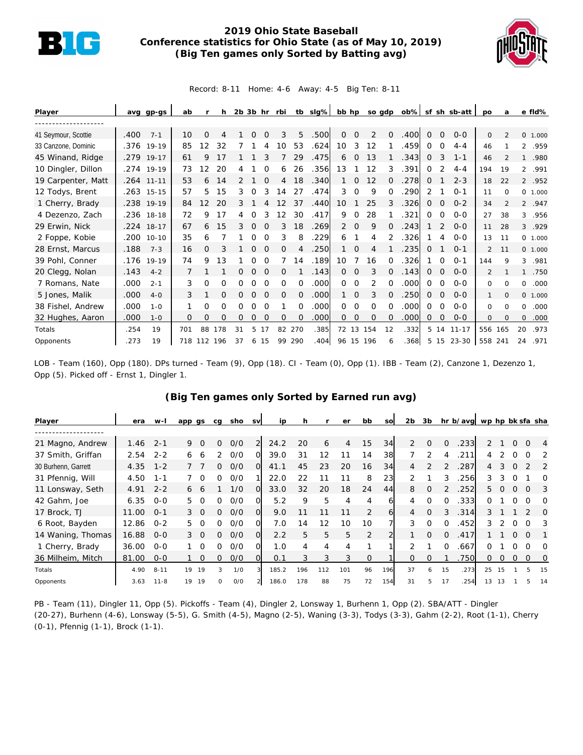# 2019 Ohio State Baseball
## Conference statistics for Ohio State (as of May 10, 2019)
### (Big Ten games only Sorted by Batting avg)

Record: 8-11 Home: 4-6 Away: 4-5 Big Ten: 8-11

| Player | avg | gp-gs | ab | r | h | 2b | 3b | hr | rbi | tb | slg% | bb | hp | so | gdp | ob% | sf | sh | sb-att | po | a | e | fld% |
|---|---|---|---|---|---|---|---|---|---|---|---|---|---|---|---|---|---|---|---|---|---|---|---|
| 41 Seymour, Scottie | .400 | 7-1 | 10 | 0 | 4 | 1 | 0 | 0 | 3 | 5 | .500 | 0 | 0 | 2 | 0 | .400 | 0 | 0 | 0-0 | 0 | 2 | 0 | 1.000 |
| 33 Canzone, Dominic | .376 | 19-19 | 85 | 12 | 32 | 7 | 1 | 4 | 10 | 53 | .624 | 10 | 3 | 12 | 1 | .459 | 0 | 0 | 4-4 | 46 | 1 | 2 | .959 |
| 45 Winand, Ridge | .279 | 19-17 | 61 | 9 | 17 | 1 | 1 | 3 | 7 | 29 | .475 | 6 | 0 | 13 | 1 | .343 | 0 | 3 | 1-1 | 46 | 2 | 1 | .980 |
| 10 Dingler, Dillon | .274 | 19-19 | 73 | 12 | 20 | 4 | 1 | 0 | 6 | 26 | .356 | 13 | 1 | 12 | 3 | .391 | 0 | 2 | 4-4 | 194 | 19 | 2 | .991 |
| 19 Carpenter, Matt | .264 | 11-11 | 53 | 6 | 14 | 2 | 1 | 0 | 4 | 18 | .340 | 1 | 0 | 12 | 0 | .278 | 0 | 1 | 2-3 | 18 | 22 | 2 | .952 |
| 12 Todys, Brent | .263 | 15-15 | 57 | 5 | 15 | 3 | 0 | 3 | 14 | 27 | .474 | 3 | 0 | 9 | 0 | .290 | 2 | 1 | 0-1 | 11 | 0 | 0 | 1.000 |
| 1 Cherry, Brady | .238 | 19-19 | 84 | 12 | 20 | 3 | 1 | 4 | 12 | 37 | .440 | 10 | 1 | 25 | 3 | .326 | 0 | 0 | 0-2 | 34 | 2 | 2 | .947 |
| 4 Dezenzo, Zach | .236 | 18-18 | 72 | 9 | 17 | 4 | 0 | 3 | 12 | 30 | .417 | 9 | 0 | 28 | 1 | .321 | 0 | 0 | 0-0 | 27 | 38 | 3 | .956 |
| 29 Erwin, Nick | .224 | 18-17 | 67 | 6 | 15 | 3 | 0 | 0 | 3 | 18 | .269 | 2 | 0 | 9 | 0 | .243 | 1 | 2 | 0-0 | 11 | 28 | 3 | .929 |
| 2 Foppe, Kobie | .200 | 10-10 | 35 | 6 | 7 | 1 | 0 | 0 | 3 | 8 | .229 | 6 | 1 | 4 | 2 | .326 | 1 | 4 | 0-0 | 13 | 11 | 0 | 1.000 |
| 28 Ernst, Marcus | .188 | 7-3 | 16 | 0 | 3 | 1 | 0 | 0 | 0 | 4 | .250 | 1 | 0 | 4 | 1 | .235 | 0 | 1 | 0-1 | 2 | 11 | 0 | 1.000 |
| 39 Pohl, Conner | .176 | 19-19 | 74 | 9 | 13 | 1 | 0 | 0 | 7 | 14 | .189 | 10 | 7 | 16 | 0 | .326 | 1 | 0 | 0-1 | 144 | 9 | 3 | .981 |
| 20 Clegg, Nolan | .143 | 4-2 | 7 | 1 | 1 | 0 | 0 | 0 | 0 | 1 | .143 | 0 | 0 | 3 | 0 | .143 | 0 | 0 | 0-0 | 2 | 1 | 1 | .750 |
| 7 Romans, Nate | .000 | 2-1 | 3 | 0 | 0 | 0 | 0 | 0 | 0 | 0 | .000 | 0 | 0 | 2 | 0 | .000 | 0 | 0 | 0-0 | 0 | 0 | 0 | .000 |
| 5 Jones, Malik | .000 | 4-0 | 3 | 1 | 0 | 0 | 0 | 0 | 0 | 0 | .000 | 1 | 0 | 3 | 0 | .250 | 0 | 0 | 0-0 | 1 | 0 | 0 | 1.000 |
| 38 Fishel, Andrew | .000 | 1-0 | 1 | 0 | 0 | 0 | 0 | 0 | 1 | 0 | .000 | 0 | 0 | 0 | 0 | .000 | 0 | 0 | 0-0 | 0 | 0 | 0 | .000 |
| 32 Hughes, Aaron | .000 | 1-0 | 0 | 0 | 0 | 0 | 0 | 0 | 0 | 0 | .000 | 0 | 0 | 0 | 0 | .000 | 0 | 0 | 0-0 | 0 | 0 | 0 | .000 |
| Totals | .254 | 19 | 701 | 88 | 178 | 31 | 5 | 17 | 82 | 270 | .385 | 72 | 13 | 154 | 12 | .332 | 5 | 14 | 11-17 | 556 | 165 | 20 | .973 |
| Opponents | .273 | 19 | 718 | 112 | 196 | 37 | 6 | 15 | 99 | 290 | .404 | 96 | 15 | 196 | 6 | .368 | 5 | 15 | 23-30 | 558 | 241 | 24 | .971 |

LOB - Team (160), Opp (180). DPs turned - Team (9), Opp (18). CI - Team (0), Opp (1). IBB - Team (2), Canzone 1, Dezenzo 1, Opp (5). Picked off - Ernst 1, Dingler 1.

### (Big Ten games only Sorted by Earned run avg)

| Player | era | w-l | app | gs | cg | sho | sv | ip | h | r | er | bb | so | 2b | 3b | hr | b/avg | wp | hp | bk | sfa | sha |
|---|---|---|---|---|---|---|---|---|---|---|---|---|---|---|---|---|---|---|---|---|---|---|
| 21 Magno, Andrew | 1.46 | 2-1 | 9 | 0 | 0 | 0/0 | 2 | 24.2 | 20 | 6 | 4 | 15 | 34 | 2 | 0 | 0 | .233 | 2 | 1 | 0 | 0 | 4 |
| 37 Smith, Griffan | 2.54 | 2-2 | 6 | 6 | 2 | 0/0 | 0 | 39.0 | 31 | 12 | 11 | 14 | 38 | 7 | 2 | 4 | .211 | 4 | 2 | 0 | 0 | 2 |
| 30 Burhenn, Garrett | 4.35 | 1-2 | 7 | 7 | 0 | 0/0 | 0 | 41.1 | 45 | 23 | 20 | 16 | 34 | 4 | 2 | 2 | .287 | 4 | 3 | 0 | 2 | 2 |
| 31 Pfennig, Will | 4.50 | 1-1 | 7 | 0 | 0 | 0/0 | 1 | 22.0 | 22 | 11 | 11 | 8 | 23 | 2 | 1 | 3 | .256 | 3 | 3 | 0 | 1 | 0 |
| 11 Lonsway, Seth | 4.91 | 2-2 | 6 | 6 | 1 | 1/0 | 0 | 33.0 | 32 | 20 | 18 | 24 | 44 | 8 | 0 | 2 | .252 | 5 | 0 | 0 | 0 | 3 |
| 42 Gahm, Joe | 6.35 | 0-0 | 5 | 0 | 0 | 0/0 | 0 | 5.2 | 9 | 5 | 4 | 4 | 6 | 4 | 0 | 0 | .333 | 0 | 1 | 0 | 0 | 0 |
| 17 Brock, TJ | 11.00 | 0-1 | 3 | 0 | 0 | 0/0 | 0 | 9.0 | 11 | 11 | 11 | 2 | 6 | 4 | 0 | 3 | .314 | 3 | 1 | 1 | 2 | 0 |
| 6 Root, Bayden | 12.86 | 0-2 | 5 | 0 | 0 | 0/0 | 0 | 7.0 | 14 | 12 | 10 | 10 | 7 | 3 | 0 | 0 | .452 | 3 | 2 | 0 | 0 | 3 |
| 14 Waning, Thomas | 16.88 | 0-0 | 3 | 0 | 0 | 0/0 | 0 | 2.2 | 5 | 5 | 5 | 2 | 2 | 1 | 0 | 0 | .417 | 1 | 1 | 0 | 0 | 1 |
| 1 Cherry, Brady | 36.00 | 0-0 | 1 | 0 | 0 | 0/0 | 0 | 1.0 | 4 | 4 | 4 | 1 | 1 | 2 | 1 | 0 | .667 | 0 | 1 | 0 | 0 | 0 |
| 36 Milheim, Mitch | 81.00 | 0-0 | 1 | 0 | 0 | 0/0 | 0 | 0.1 | 3 | 3 | 3 | 0 | 1 | 0 | 0 | 1 | .750 | 0 | 0 | 0 | 0 | 0 |
| Totals | 4.90 | 8-11 | 19 | 19 | 3 | 1/0 | 3 | 185.2 | 196 | 112 | 101 | 96 | 196 | 37 | 6 | 15 | .273 | 25 | 15 | 1 | 5 | 15 |
| Opponents | 3.63 | 11-8 | 19 | 19 | 0 | 0/0 | 2 | 186.0 | 178 | 88 | 75 | 72 | 154 | 31 | 5 | 17 | .254 | 13 | 13 | 1 | 5 | 14 |

PB - Team (11), Dingler 11, Opp (5). Pickoffs - Team (4), Dingler 2, Lonsway 1, Burhenn 1, Opp (2). SBA/ATT - Dingler (20-27), Burhenn (4-6), Lonsway (5-5), G. Smith (4-5), Magno (2-5), Waning (3-3), Todys (3-3), Gahm (2-2), Root (1-1), Cherry (0-1), Pfennig (1-1), Brock (1-1).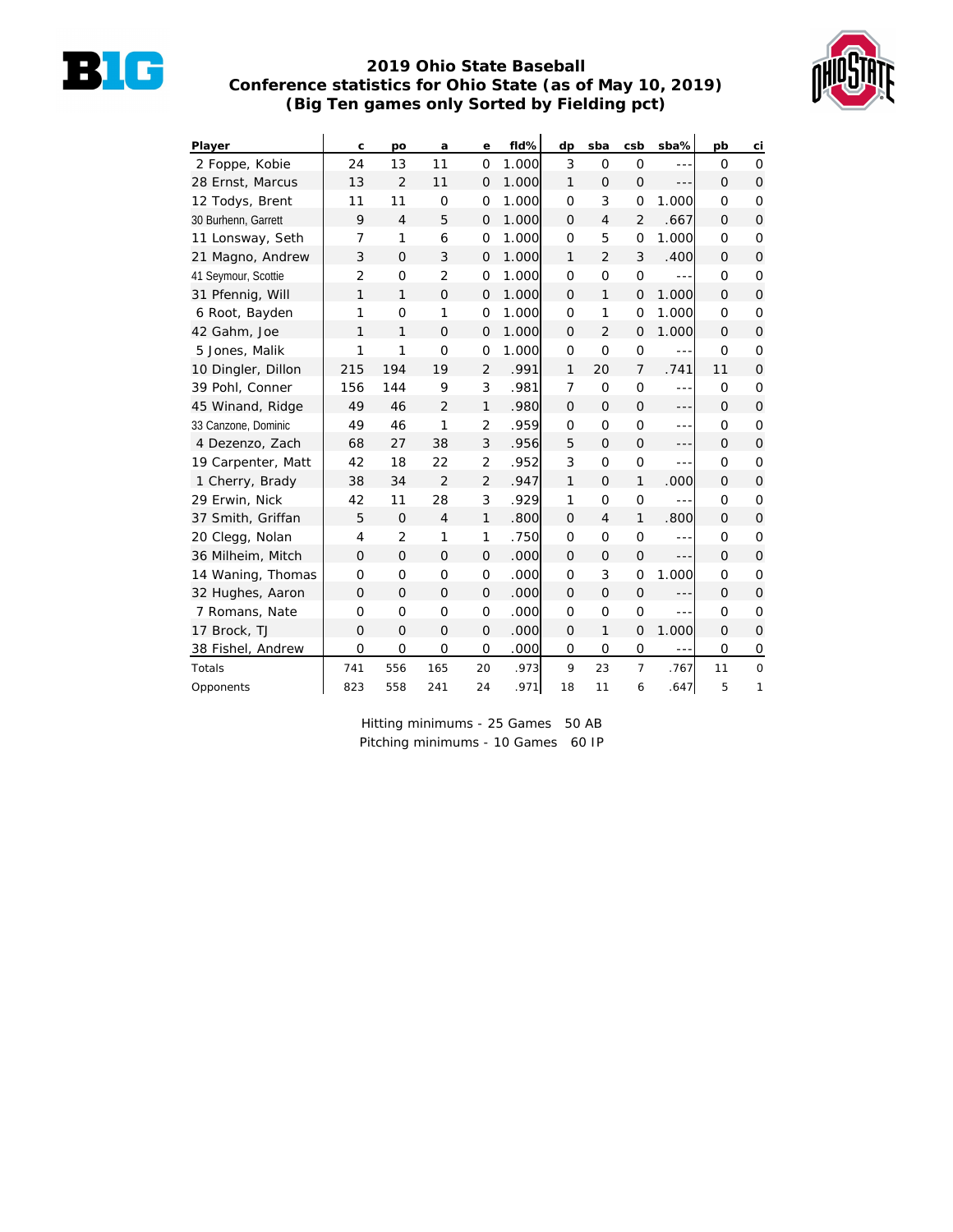## 2019 Ohio State Baseball
## Conference statistics for Ohio State (as of May 10, 2019)
## (Big Ten games only Sorted by Fielding pct)

| Player | c | po | a | e | fld% | dp | sba | csb | sba% | pb | ci |
|---|---|---|---|---|---|---|---|---|---|---|---|
| 2 Foppe, Kobie | 24 | 13 | 11 | 0 | 1.000 | 3 | 0 | 0 | --- | 0 | 0 |
| 28 Ernst, Marcus | 13 | 2 | 11 | 0 | 1.000 | 1 | 0 | 0 | --- | 0 | 0 |
| 12 Todys, Brent | 11 | 11 | 0 | 0 | 1.000 | 0 | 3 | 0 | 1.000 | 0 | 0 |
| 30 Burhenn, Garrett | 9 | 4 | 5 | 0 | 1.000 | 0 | 4 | 2 | .667 | 0 | 0 |
| 11 Lonsway, Seth | 7 | 1 | 6 | 0 | 1.000 | 0 | 5 | 0 | 1.000 | 0 | 0 |
| 21 Magno, Andrew | 3 | 0 | 3 | 0 | 1.000 | 1 | 2 | 3 | .400 | 0 | 0 |
| 41 Seymour, Scottie | 2 | 0 | 2 | 0 | 1.000 | 0 | 0 | 0 | --- | 0 | 0 |
| 31 Pfennig, Will | 1 | 1 | 0 | 0 | 1.000 | 0 | 1 | 0 | 1.000 | 0 | 0 |
| 6 Root, Bayden | 1 | 0 | 1 | 0 | 1.000 | 0 | 1 | 0 | 1.000 | 0 | 0 |
| 42 Gahm, Joe | 1 | 1 | 0 | 0 | 1.000 | 0 | 2 | 0 | 1.000 | 0 | 0 |
| 5 Jones, Malik | 1 | 1 | 0 | 0 | 1.000 | 0 | 0 | 0 | --- | 0 | 0 |
| 10 Dingler, Dillon | 215 | 194 | 19 | 2 | .991 | 1 | 20 | 7 | .741 | 11 | 0 |
| 39 Pohl, Conner | 156 | 144 | 9 | 3 | .981 | 7 | 0 | 0 | --- | 0 | 0 |
| 45 Winand, Ridge | 49 | 46 | 2 | 1 | .980 | 0 | 0 | 0 | --- | 0 | 0 |
| 33 Canzone, Dominic | 49 | 46 | 1 | 2 | .959 | 0 | 0 | 0 | --- | 0 | 0 |
| 4 Dezenzo, Zach | 68 | 27 | 38 | 3 | .956 | 5 | 0 | 0 | --- | 0 | 0 |
| 19 Carpenter, Matt | 42 | 18 | 22 | 2 | .952 | 3 | 0 | 0 | --- | 0 | 0 |
| 1 Cherry, Brady | 38 | 34 | 2 | 2 | .947 | 1 | 0 | 1 | .000 | 0 | 0 |
| 29 Erwin, Nick | 42 | 11 | 28 | 3 | .929 | 1 | 0 | 0 | --- | 0 | 0 |
| 37 Smith, Griffan | 5 | 0 | 4 | 1 | .800 | 0 | 4 | 1 | .800 | 0 | 0 |
| 20 Clegg, Nolan | 4 | 2 | 1 | 1 | .750 | 0 | 0 | 0 | --- | 0 | 0 |
| 36 Milheim, Mitch | 0 | 0 | 0 | 0 | .000 | 0 | 0 | 0 | --- | 0 | 0 |
| 14 Waning, Thomas | 0 | 0 | 0 | 0 | .000 | 0 | 3 | 0 | 1.000 | 0 | 0 |
| 32 Hughes, Aaron | 0 | 0 | 0 | 0 | .000 | 0 | 0 | 0 | --- | 0 | 0 |
| 7 Romans, Nate | 0 | 0 | 0 | 0 | .000 | 0 | 0 | 0 | --- | 0 | 0 |
| 17 Brock, TJ | 0 | 0 | 0 | 0 | .000 | 0 | 1 | 0 | 1.000 | 0 | 0 |
| 38 Fishel, Andrew | 0 | 0 | 0 | 0 | .000 | 0 | 0 | 0 | --- | 0 | 0 |
| Totals | 741 | 556 | 165 | 20 | .973 | 9 | 23 | 7 | .767 | 11 | 0 |
| Opponents | 823 | 558 | 241 | 24 | .971 | 18 | 11 | 6 | .647 | 5 | 1 |

Hitting minimums - 25 Games 50 AB
Pitching minimums - 10 Games 60 IP